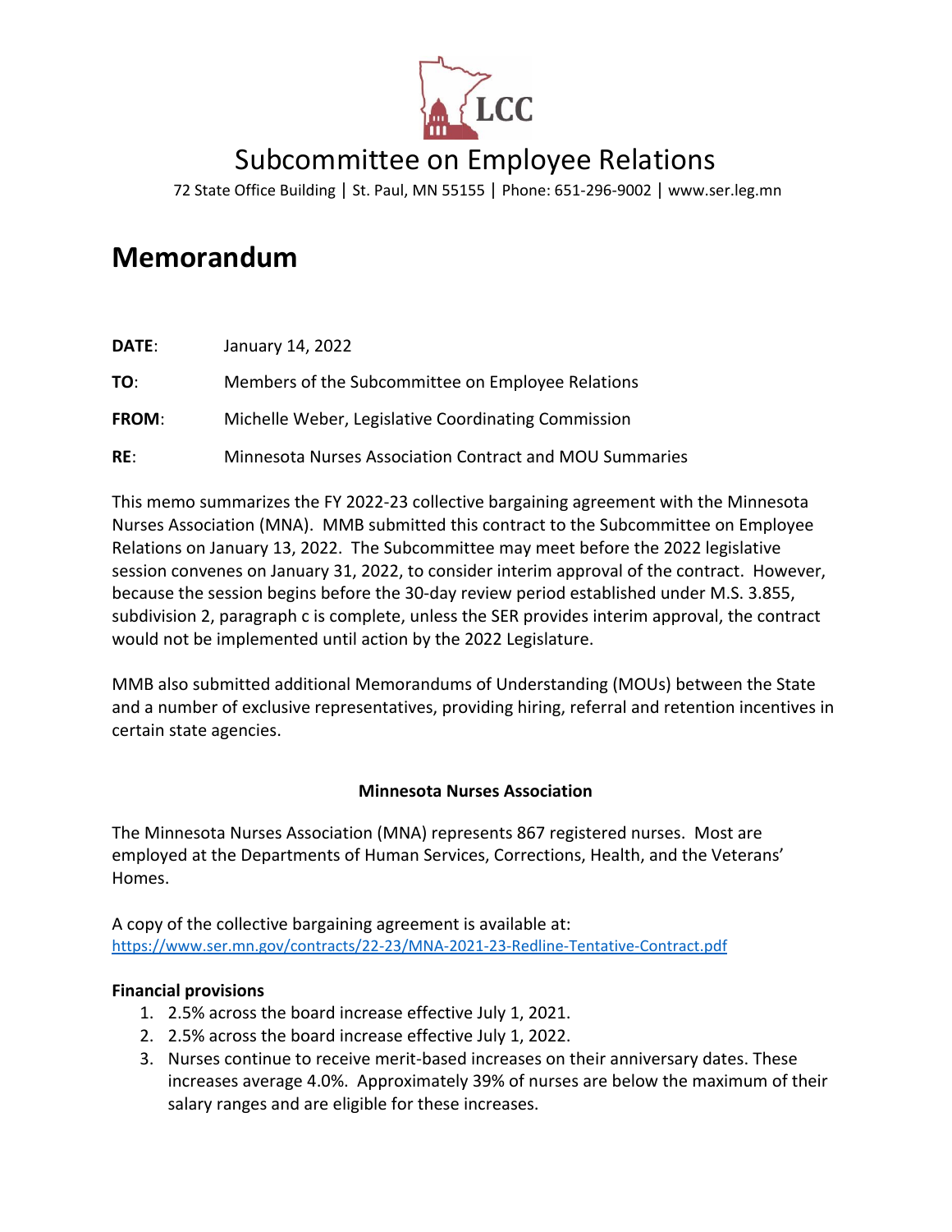LCC

# Subcommittee on Employee Relations

72 State Office Building | St. Paul, MN 55155 | Phone: 651-296-9002 | www.ser.leg.mn

# Memorandum

**DATE**: January 14, 2022

**TO**: Members of the Subcommittee on Employee Relations

**FROM**: Michelle Weber, Legislative Coordinating Commission

**RE**: Minnesota Nurses Association Contract and MOU Summaries

This memo summarizes the FY 2022-23 collective bargaining agreement with the Minnesota Nurses Association (MNA). MMB submitted this contract to the Subcommittee on Employee Relations on January 13, 2022. The Subcommittee may meet before the 2022 legislative session convenes on January 31, 2022, to consider interim approval of the contract. However, because the session begins before the 30-day review period established under M.S. 3.855, subdivision 2, paragraph c is complete, unless the SER provides interim approval, the contract would not be implemented until action by the 2022 Legislature.

MMB also submitted additional Memorandums of Understanding (MOUs) between the State and a number of exclusive representatives, providing hiring, referral and retention incentives in certain state agencies.

**Minnesota Nurses Association**

The Minnesota Nurses Association (MNA) represents 867 registered nurses. Most are employed at the Departments of Human Services, Corrections, Health, and the Veterans' Homes.

A copy of the collective bargaining agreement is available at: [https://www.ser.mn.gov/contracts/22-23/MNA-2021-23-Redline-Tentative-Contract.pdf](https://www.ser.mn.gov/contracts/22-23/MNA-2021-23-Redline-Tentative-Contract.pdf)

**Financial provisions**

1. 2.5% across the board increase effective July 1, 2021.
2. 2.5% across the board increase effective July 1, 2022.
3. Nurses continue to receive merit-based increases on their anniversary dates. These increases average 4.0%. Approximately 39% of nurses are below the maximum of their salary ranges and are eligible for these increases.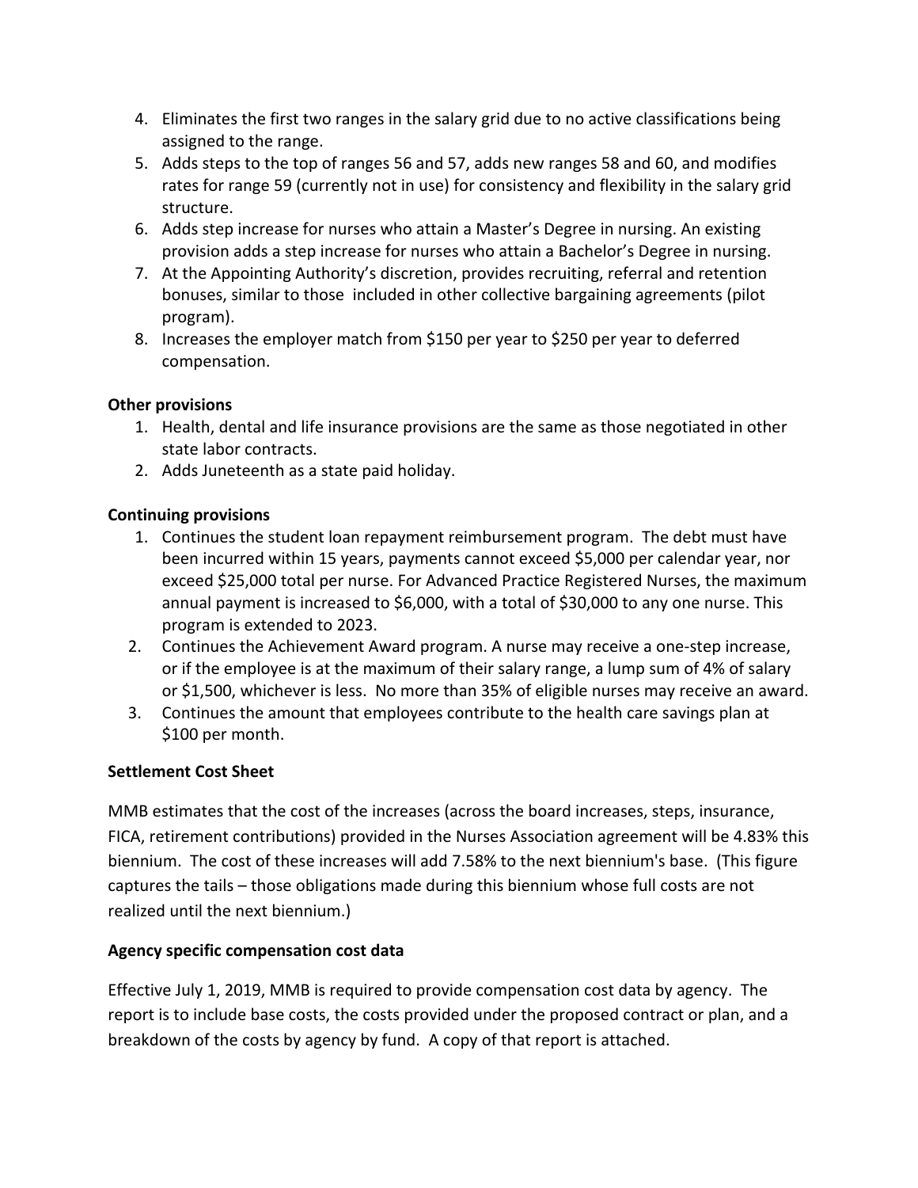4. Eliminates the first two ranges in the salary grid due to no active classifications being assigned to the range.
5. Adds steps to the top of ranges 56 and 57, adds new ranges 58 and 60, and modifies rates for range 59 (currently not in use) for consistency and flexibility in the salary grid structure.
6. Adds step increase for nurses who attain a Master's Degree in nursing. An existing provision adds a step increase for nurses who attain a Bachelor's Degree in nursing.
7. At the Appointing Authority's discretion, provides recruiting, referral and retention bonuses, similar to those included in other collective bargaining agreements (pilot program).
8. Increases the employer match from $150 per year to $250 per year to deferred compensation.

**Other provisions**

1. Health, dental and life insurance provisions are the same as those negotiated in other state labor contracts.
2. Adds Juneteenth as a state paid holiday.

**Continuing provisions**

1. Continues the student loan repayment reimbursement program. The debt must have been incurred within 15 years, payments cannot exceed $5,000 per calendar year, nor exceed $25,000 total per nurse. For Advanced Practice Registered Nurses, the maximum annual payment is increased to $6,000, with a total of $30,000 to any one nurse. This program is extended to 2023.
2. Continues the Achievement Award program. A nurse may receive a one-step increase, or if the employee is at the maximum of their salary range, a lump sum of 4% of salary or $1,500, whichever is less. No more than 35% of eligible nurses may receive an award.
3. Continues the amount that employees contribute to the health care savings plan at $100 per month.

**Settlement Cost Sheet**

MMB estimates that the cost of the increases (across the board increases, steps, insurance, FICA, retirement contributions) provided in the Nurses Association agreement will be 4.83% this biennium. The cost of these increases will add 7.58% to the next biennium's base. (This figure captures the tails – those obligations made during this biennium whose full costs are not realized until the next biennium.)

**Agency specific compensation cost data**

Effective July 1, 2019, MMB is required to provide compensation cost data by agency. The report is to include base costs, the costs provided under the proposed contract or plan, and a breakdown of the costs by agency by fund. A copy of that report is attached.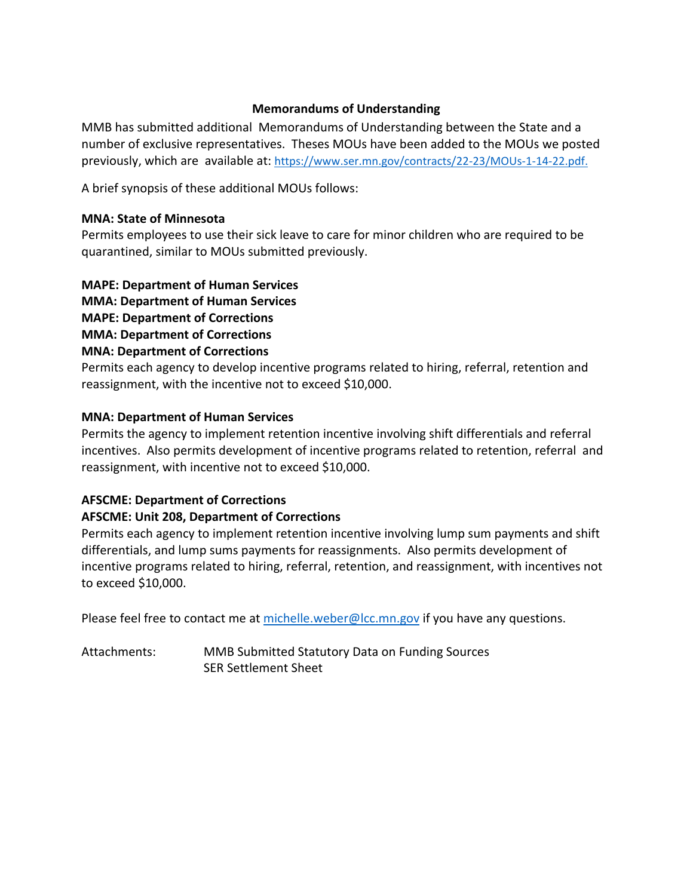## Memorandums of Understanding

MMB has submitted additional Memorandums of Understanding between the State and a number of exclusive representatives. Theses MOUs have been added to the MOUs we posted previously, which are available at: https://www.ser.mn.gov/contracts/22-23/MOUs-1-14-22.pdf.

A brief synopsis of these additional MOUs follows:

**MNA: State of Minnesota**
Permits employees to use their sick leave to care for minor children who are required to be quarantined, similar to MOUs submitted previously.

**MAPE: Department of Human Services**
**MMA: Department of Human Services**
**MAPE: Department of Corrections**
**MMA: Department of Corrections**
**MNA: Department of Corrections**
Permits each agency to develop incentive programs related to hiring, referral, retention and reassignment, with the incentive not to exceed $10,000.

**MNA: Department of Human Services**
Permits the agency to implement retention incentive involving shift differentials and referral incentives. Also permits development of incentive programs related to retention, referral and reassignment, with incentive not to exceed $10,000.

**AFSCME: Department of Corrections**
**AFSCME: Unit 208, Department of Corrections**
Permits each agency to implement retention incentive involving lump sum payments and shift differentials, and lump sums payments for reassignments. Also permits development of incentive programs related to hiring, referral, retention, and reassignment, with incentives not to exceed $10,000.

Please feel free to contact me at michelle.weber@lcc.mn.gov if you have any questions.

Attachments: MMB Submitted Statutory Data on Funding Sources
SER Settlement Sheet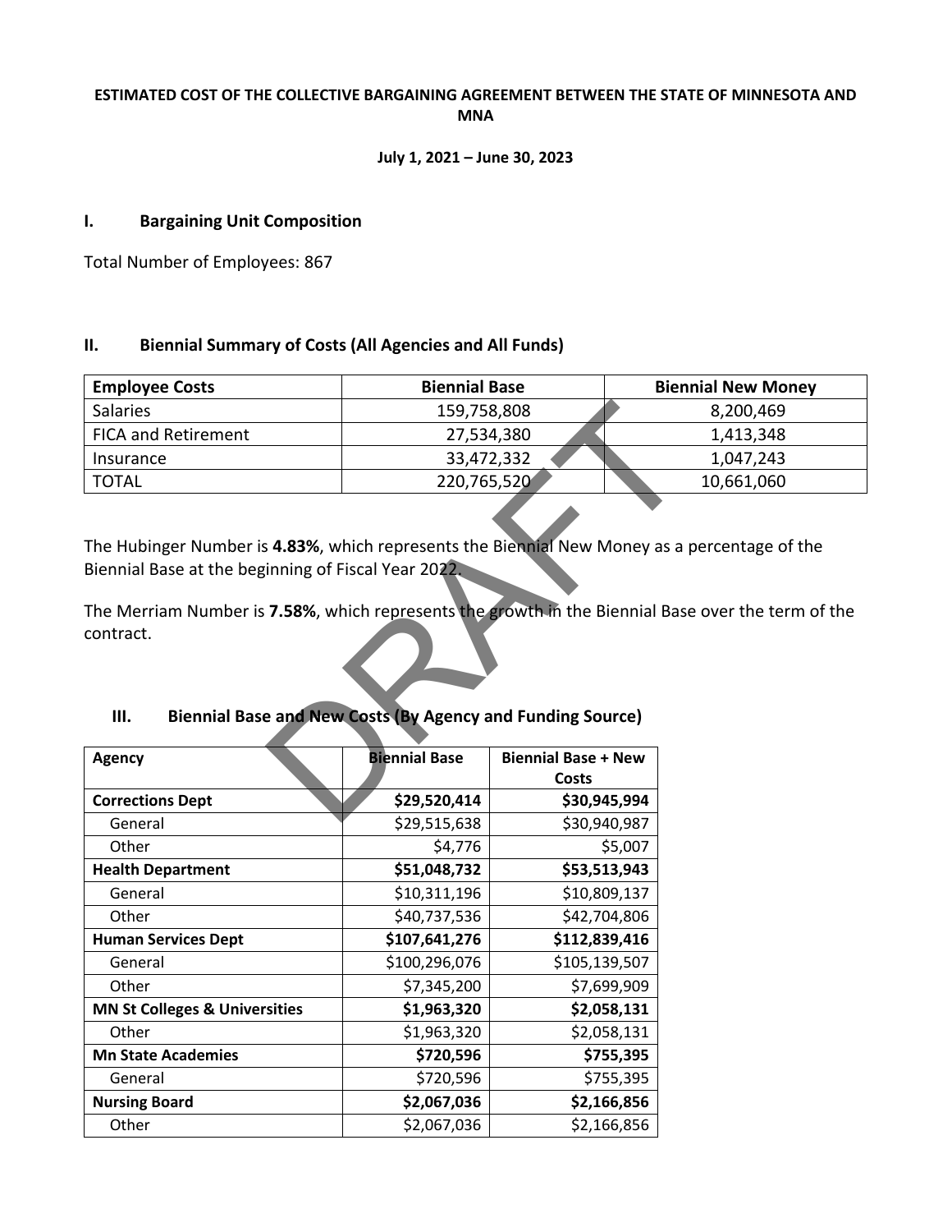**ESTIMATED COST OF THE COLLECTIVE BARGAINING AGREEMENT BETWEEN THE STATE OF MINNESOTA AND MNA**

**July 1, 2021 – June 30, 2023**

## I. Bargaining Unit Composition

Total Number of Employees: 867

## II. Biennial Summary of Costs (All Agencies and All Funds)

| Employee Costs | Biennial Base | Biennial New Money |
|---|---|---|
| Salaries | 159,758,808 | 8,200,469 |
| FICA and Retirement | 27,534,380 | 1,413,348 |
| Insurance | 33,472,332 | 1,047,243 |
| TOTAL | 220,765,520 | 10,661,060 |

The Hubinger Number is **4.83%**, which represents the Biennial New Money as a percentage of the Biennial Base at the beginning of Fiscal Year 2022.

The Merriam Number is **7.58%**, which represents the growth in the Biennial Base over the term of the contract.

## III. Biennial Base and New Costs (By Agency and Funding Source)

| Agency | Biennial Base | Biennial Base + New Costs |
|---|---|---|
| **Corrections Dept** | **$29,520,414** | **$30,945,994** |
| General | $29,515,638 | $30,940,987 |
| Other | $4,776 | $5,007 |
| **Health Department** | **$51,048,732** | **$53,513,943** |
| General | $10,311,196 | $10,809,137 |
| Other | $40,737,536 | $42,704,806 |
| **Human Services Dept** | **$107,641,276** | **$112,839,416** |
| General | $100,296,076 | $105,139,507 |
| Other | $7,345,200 | $7,699,909 |
| **MN St Colleges & Universities** | **$1,963,320** | **$2,058,131** |
| Other | $1,963,320 | $2,058,131 |
| **Mn State Academies** | **$720,596** | **$755,395** |
| General | $720,596 | $755,395 |
| **Nursing Board** | **$2,067,036** | **$2,166,856** |
| Other | $2,067,036 | $2,166,856 |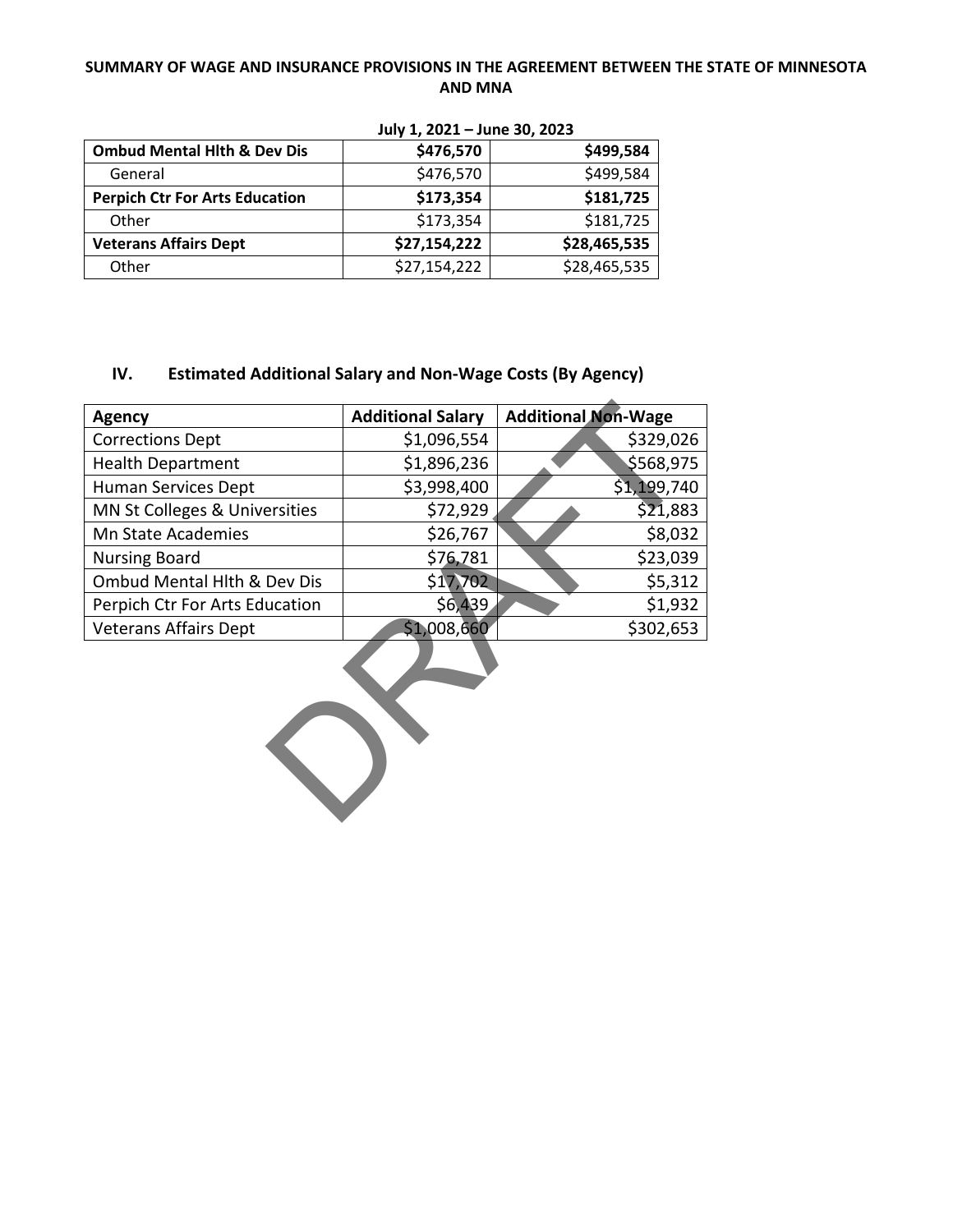**SUMMARY OF WAGE AND INSURANCE PROVISIONS IN THE AGREEMENT BETWEEN THE STATE OF MINNESOTA AND MNA**

| July 1, 2021 – June 30, 2023 | | |
|---|---|---|
| **Ombud Mental Hlth & Dev Dis** | **$476,570** | **$499,584** |
| General | $476,570 | $499,584 |
| **Perpich Ctr For Arts Education** | **$173,354** | **$181,725** |
| Other | $173,354 | $181,725 |
| **Veterans Affairs Dept** | **$27,154,222** | **$28,465,535** |
| Other | $27,154,222 | $28,465,535 |

## IV. Estimated Additional Salary and Non-Wage Costs (By Agency)

| Agency | Additional Salary | Additional Non-Wage |
|---|---|---|
| Corrections Dept | $1,096,554 | $329,026 |
| Health Department | $1,896,236 | $568,975 |
| Human Services Dept | $3,998,400 | $1,199,740 |
| MN St Colleges & Universities | $72,929 | $21,883 |
| Mn State Academies | $26,767 | $8,032 |
| Nursing Board | $76,781 | $23,039 |
| Ombud Mental Hlth & Dev Dis | $17,702 | $5,312 |
| Perpich Ctr For Arts Education | $6,439 | $1,932 |
| Veterans Affairs Dept | $1,008,660 | $302,653 |

DRAFT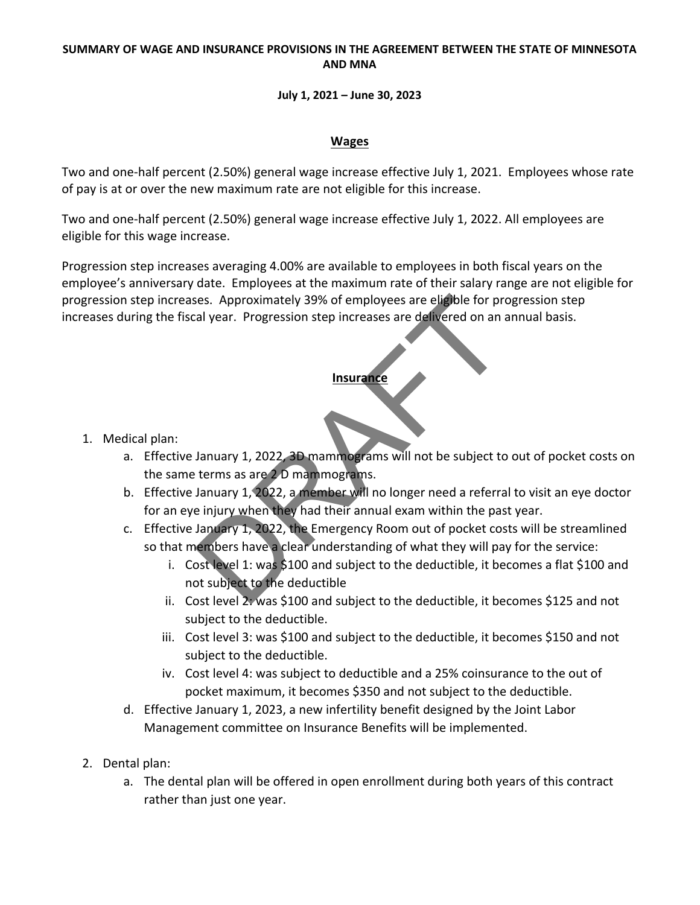**SUMMARY OF WAGE AND INSURANCE PROVISIONS IN THE AGREEMENT BETWEEN THE STATE OF MINNESOTA AND MNA**

**July 1, 2021 – June 30, 2023**

## Wages

Two and one-half percent (2.50%) general wage increase effective July 1, 2021. Employees whose rate of pay is at or over the new maximum rate are not eligible for this increase.

Two and one-half percent (2.50%) general wage increase effective July 1, 2022. All employees are eligible for this wage increase.

Progression step increases averaging 4.00% are available to employees in both fiscal years on the employee's anniversary date. Employees at the maximum rate of their salary range are not eligible for progression step increases. Approximately 39% of employees are eligible for progression step increases during the fiscal year. Progression step increases are delivered on an annual basis.

## Insurance

1. Medical plan:
   a. Effective January 1, 2022, 3D mammograms will not be subject to out of pocket costs on the same terms as are 2 D mammograms.
   b. Effective January 1, 2022, a member will no longer need a referral to visit an eye doctor for an eye injury when they had their annual exam within the past year.
   c. Effective January 1, 2022, the Emergency Room out of pocket costs will be streamlined so that members have a clear understanding of what they will pay for the service:
      i. Cost level 1: was $100 and subject to the deductible, it becomes a flat $100 and not subject to the deductible
      ii. Cost level 2: was $100 and subject to the deductible, it becomes $125 and not subject to the deductible.
      iii. Cost level 3: was $100 and subject to the deductible, it becomes $150 and not subject to the deductible.
      iv. Cost level 4: was subject to deductible and a 25% coinsurance to the out of pocket maximum, it becomes $350 and not subject to the deductible.
   d. Effective January 1, 2023, a new infertility benefit designed by the Joint Labor Management committee on Insurance Benefits will be implemented.

2. Dental plan:
   a. The dental plan will be offered in open enrollment during both years of this contract rather than just one year.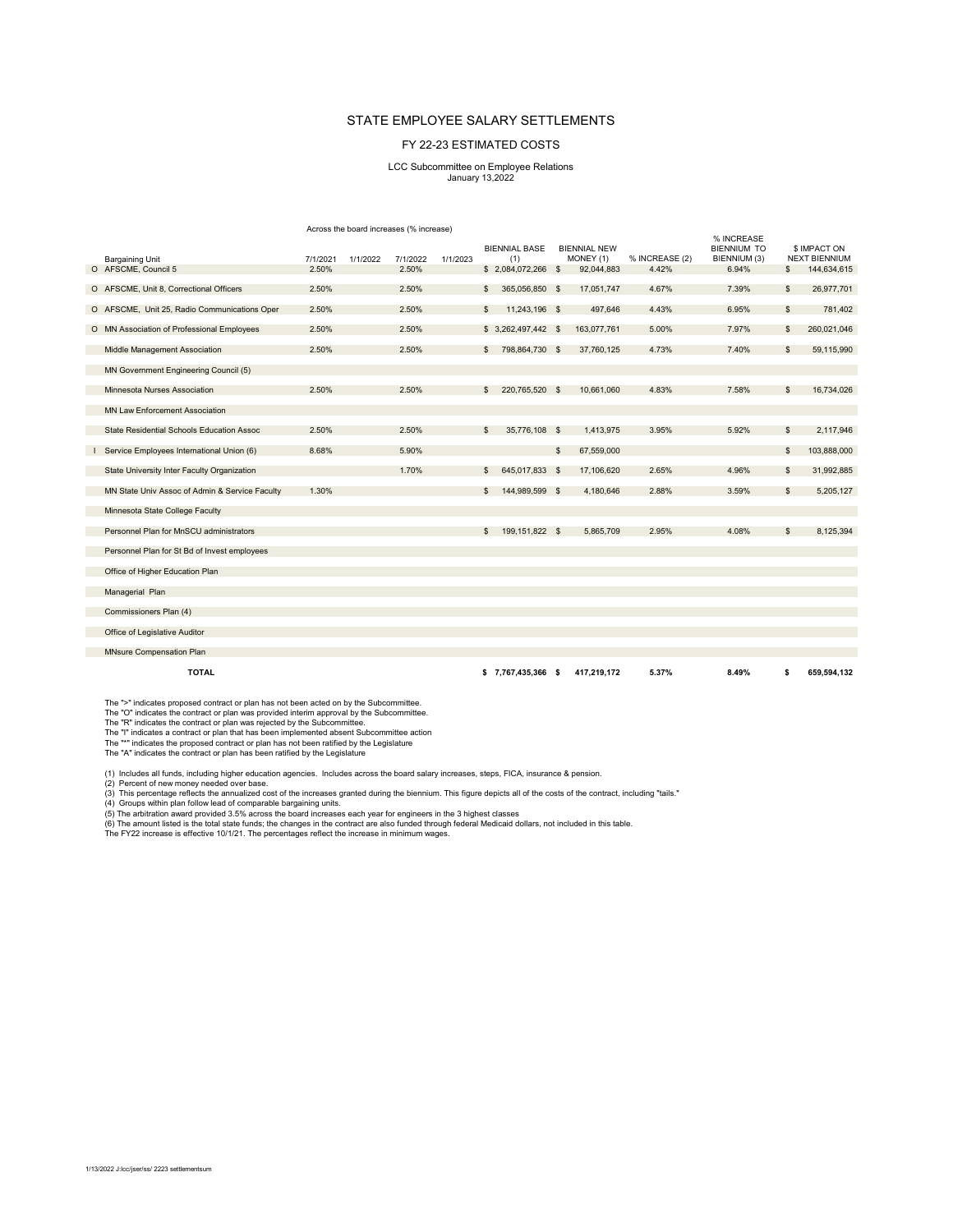# STATE EMPLOYEE SALARY SETTLEMENTS

## FY 22-23 ESTIMATED COSTS

LCC Subcommittee on Employee Relations
January 13,2022

| | Bargaining Unit | Across the board increases (% increase) 7/1/2021 | 1/1/2022 | 7/1/2022 | 1/1/2023 | BIENNIAL BASE (1) | BIENNIAL NEW MONEY (1) | % INCREASE (2) | % INCREASE BIENNIUM TO BIENNIUM (3) | $ IMPACT ON NEXT BIENNIUM |
|---|---|---|---|---|---|---|---|---|---|---|
| O | AFSCME, Council 5 | 2.50% | | 2.50% | | $ 2,084,072,266 | $ 92,044,883 | 4.42% | 6.94% | $ 144,634,615 |
| O | AFSCME, Unit 8, Correctional Officers | 2.50% | | 2.50% | | $ 365,056,850 | $ 17,051,747 | 4.67% | 7.39% | $ 26,977,701 |
| O | AFSCME, Unit 25, Radio Communications Oper | 2.50% | | 2.50% | | $ 11,243,196 | $ 497,646 | 4.43% | 6.95% | $ 781,402 |
| O | MN Association of Professional Employees | 2.50% | | 2.50% | | $ 3,262,497,442 | $ 163,077,761 | 5.00% | 7.97% | $ 260,021,046 |
| | Middle Management Association | 2.50% | | 2.50% | | $ 798,864,730 | $ 37,760,125 | 4.73% | 7.40% | $ 59,115,990 |
| | MN Government Engineering Council (5) | | | | | | | | | |
| | Minnesota Nurses Association | 2.50% | | 2.50% | | $ 220,765,520 | $ 10,661,060 | 4.83% | 7.58% | $ 16,734,026 |
| | MN Law Enforcement Association | | | | | | | | | |
| | State Residential Schools Education Assoc | 2.50% | | 2.50% | | $ 35,776,108 | $ 1,413,975 | 3.95% | 5.92% | $ 2,117,946 |
| I | Service Employees International Union (6) | 8.68% | | 5.90% | | | $ 67,559,000 | | | $ 103,888,000 |
| | State University Inter Faculty Organization | | | 1.70% | | $ 645,017,833 | $ 17,106,620 | 2.65% | 4.96% | $ 31,992,885 |
| | MN State Univ Assoc of Admin & Service Faculty | 1.30% | | | | $ 144,989,599 | $ 4,180,646 | 2.88% | 3.59% | $ 5,205,127 |
| | Minnesota State College Faculty | | | | | | | | | |
| | Personnel Plan for MnSCU administrators | | | | | $ 199,151,822 | $ 5,865,709 | 2.95% | 4.08% | $ 8,125,394 |
| | Personnel Plan for St Bd of Invest employees | | | | | | | | | |
| | Office of Higher Education Plan | | | | | | | | | |
| | Managerial Plan | | | | | | | | | |
| | Commissioners Plan (4) | | | | | | | | | |
| | Office of Legislative Auditor | | | | | | | | | |
| | MNsure Compensation Plan | | | | | | | | | |
| | **TOTAL** | | | | | **$ 7,767,435,366** | **$ 417,219,172** | **5.37%** | **8.49%** | **$ 659,594,132** |

The ">" indicates proposed contract or plan has not been acted on by the Subcommittee.
The "O" indicates the contract or plan was provided interim approval by the Subcommittee.
The "R" indicates the contract or plan was rejected by the Subcommittee.
The "I" indicates a contract or plan that has been implemented absent Subcommittee action
The "*" indicates the proposed contract or plan has not been ratified by the Legislature
The "A" indicates the contract or plan has been ratified by the Legislature

(1) Includes all funds, including higher education agencies. Includes across the board salary increases, steps, FICA, insurance & pension.
(2) Percent of new money needed over base.
(3) This percentage reflects the annualized cost of the increases granted during the biennium. This figure depicts all of the costs of the contract, including "tails."
(4) Groups within plan follow lead of comparable bargaining units.
(5) The arbitration award provided 3.5% across the board increases each year for engineers in the 3 highest classes
(6) The amount listed is the total state funds; the changes in the contract are also funded through federal Medicaid dollars, not included in this table.
The FY22 increase is effective 10/1/21. The percentages reflect the increase in minimum wages.

1/13/2022 J:lcc/jser/ss/ 2223 settlementsum